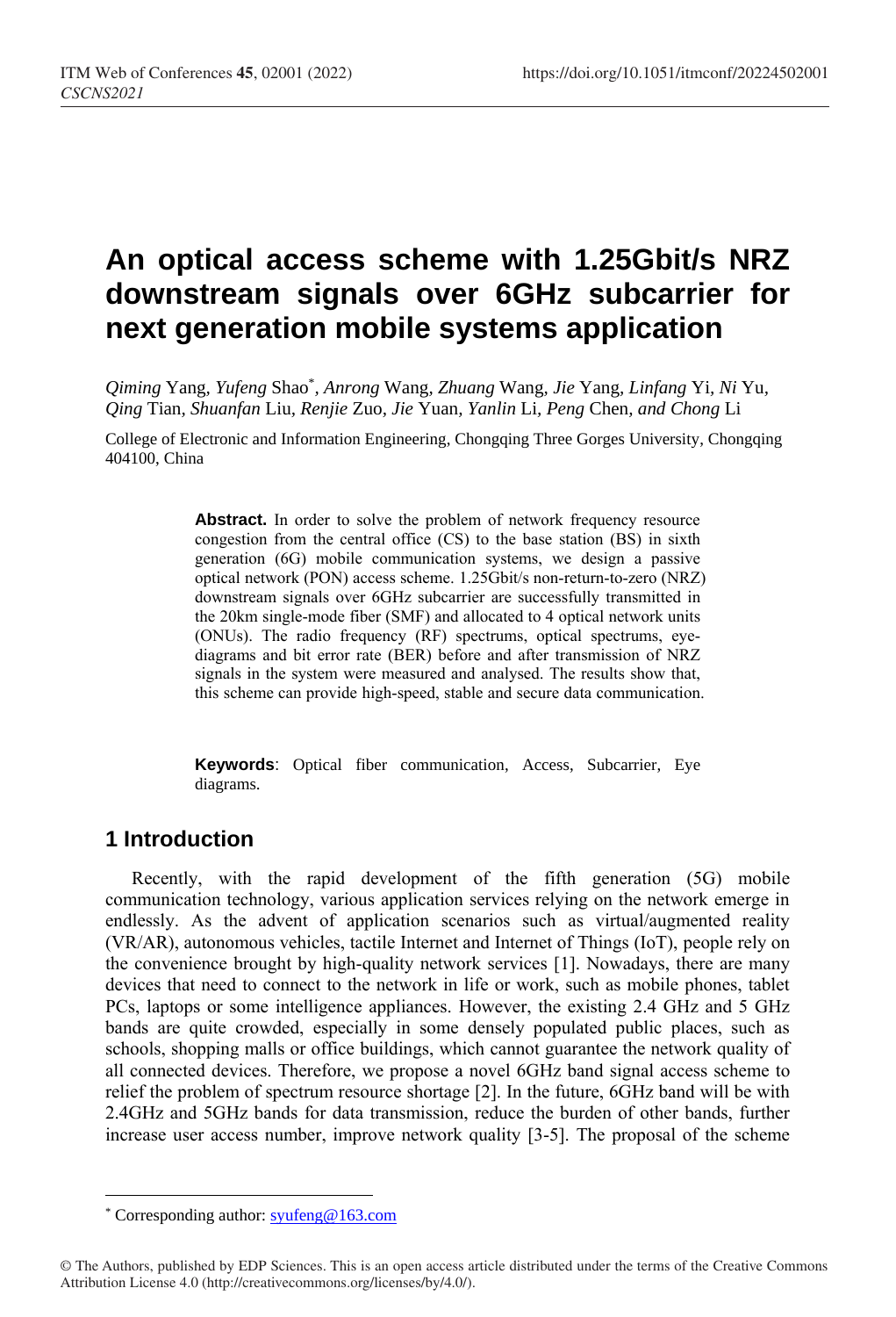# An optical access scheme with 1.25Gbit/s NRZ downstream signals over 6GHz subcarrier for next generation mobile systems application

*Qiming* Yang, *Yufeng* Shao*, *Anrong* Wang, *Zhuang* Wang, *Jie* Yang, *Linfang* Yi, *Ni* Yu, *Qing* Tian, *Shuanfan* Liu, *Renjie* Zuo, *Jie* Yuan, *Yanlin* Li, *Peng* Chen, *and Chong* Li

College of Electronic and Information Engineering, Chongqing Three Gorges University, Chongqing 404100, China

**Abstract.** In order to solve the problem of network frequency resource congestion from the central office (CS) to the base station (BS) in sixth generation (6G) mobile communication systems, we design a passive optical network (PON) access scheme. 1.25Gbit/s non-return-to-zero (NRZ) downstream signals over 6GHz subcarrier are successfully transmitted in the 20km single-mode fiber (SMF) and allocated to 4 optical network units (ONUs). The radio frequency (RF) spectrums, optical spectrums, eye-diagrams and bit error rate (BER) before and after transmission of NRZ signals in the system were measured and analysed. The results show that, this scheme can provide high-speed, stable and secure data communication.

**Keywords**: Optical fiber communication, Access, Subcarrier, Eye diagrams.

## 1 Introduction

Recently, with the rapid development of the fifth generation (5G) mobile communication technology, various application services relying on the network emerge in endlessly. As the advent of application scenarios such as virtual/augmented reality (VR/AR), autonomous vehicles, tactile Internet and Internet of Things (IoT), people rely on the convenience brought by high-quality network services [1]. Nowadays, there are many devices that need to connect to the network in life or work, such as mobile phones, tablet PCs, laptops or some intelligence appliances. However, the existing 2.4 GHz and 5 GHz bands are quite crowded, especially in some densely populated public places, such as schools, shopping malls or office buildings, which cannot guarantee the network quality of all connected devices. Therefore, we propose a novel 6GHz band signal access scheme to relief the problem of spectrum resource shortage [2]. In the future, 6GHz band will be with 2.4GHz and 5GHz bands for data transmission, reduce the burden of other bands, further increase user access number, improve network quality [3-5]. The proposal of the scheme

* Corresponding author: syufeng@163.com

© The Authors, published by EDP Sciences. This is an open access article distributed under the terms of the Creative Commons Attribution License 4.0 (http://creativecommons.org/licenses/by/4.0/).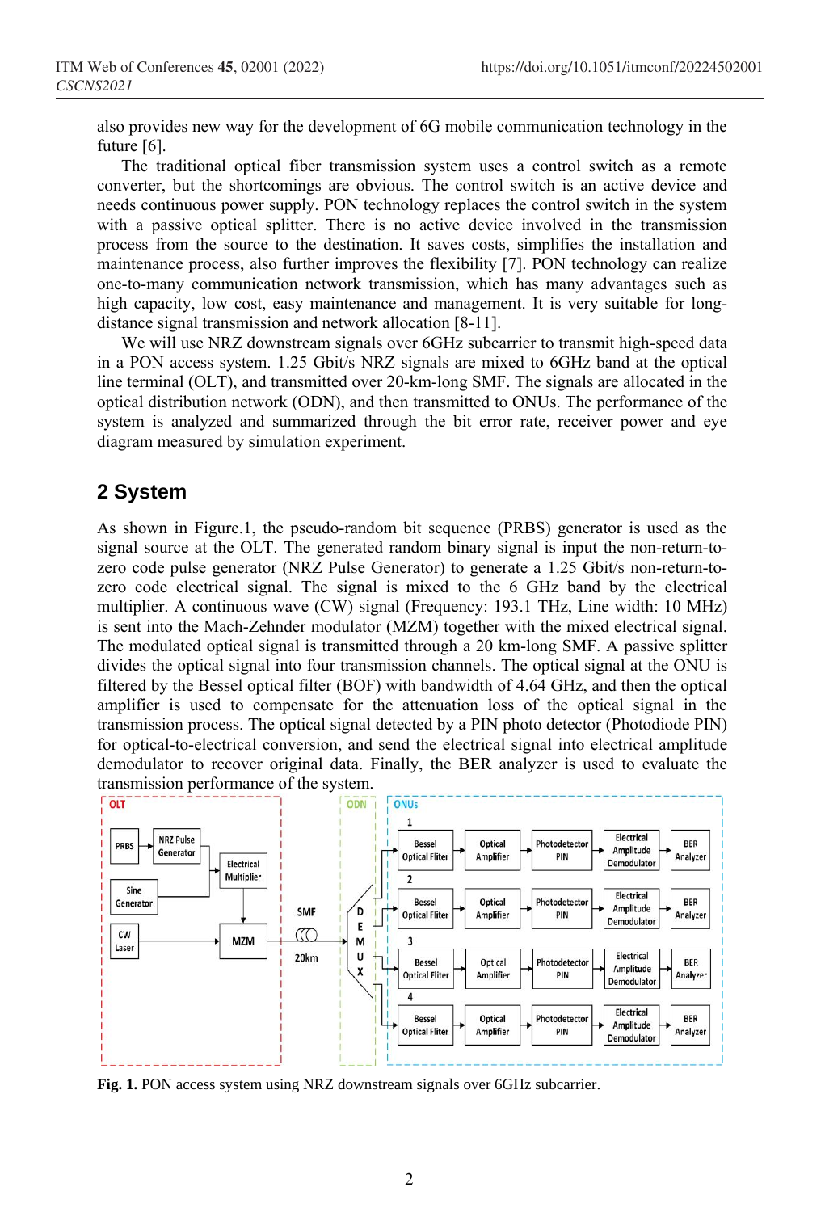also provides new way for the development of 6G mobile communication technology in the future [6].

The traditional optical fiber transmission system uses a control switch as a remote converter, but the shortcomings are obvious. The control switch is an active device and needs continuous power supply. PON technology replaces the control switch in the system with a passive optical splitter. There is no active device involved in the transmission process from the source to the destination. It saves costs, simplifies the installation and maintenance process, also further improves the flexibility [7]. PON technology can realize one-to-many communication network transmission, which has many advantages such as high capacity, low cost, easy maintenance and management. It is very suitable for long-distance signal transmission and network allocation [8-11].

We will use NRZ downstream signals over 6GHz subcarrier to transmit high-speed data in a PON access system. 1.25 Gbit/s NRZ signals are mixed to 6GHz band at the optical line terminal (OLT), and transmitted over 20-km-long SMF. The signals are allocated in the optical distribution network (ODN), and then transmitted to ONUs. The performance of the system is analyzed and summarized through the bit error rate, receiver power and eye diagram measured by simulation experiment.

## 2 System

As shown in Figure.1, the pseudo-random bit sequence (PRBS) generator is used as the signal source at the OLT. The generated random binary signal is input the non-return-to-zero code pulse generator (NRZ Pulse Generator) to generate a 1.25 Gbit/s non-return-to-zero code electrical signal. The signal is mixed to the 6 GHz band by the electrical multiplier. A continuous wave (CW) signal (Frequency: 193.1 THz, Line width: 10 MHz) is sent into the Mach-Zehnder modulator (MZM) together with the mixed electrical signal. The modulated optical signal is transmitted through a 20 km-long SMF. A passive splitter divides the optical signal into four transmission channels. The optical signal at the ONU is filtered by the Bessel optical filter (BOF) with bandwidth of 4.64 GHz, and then the optical amplifier is used to compensate for the attenuation loss of the optical signal in the transmission process. The optical signal detected by a PIN photo detector (Photodiode PIN) for optical-to-electrical conversion, and send the electrical signal into electrical amplitude demodulator to recover original data. Finally, the BER analyzer is used to evaluate the transmission performance of the system.

**Fig. 1.** PON access system using NRZ downstream signals over 6GHz subcarrier.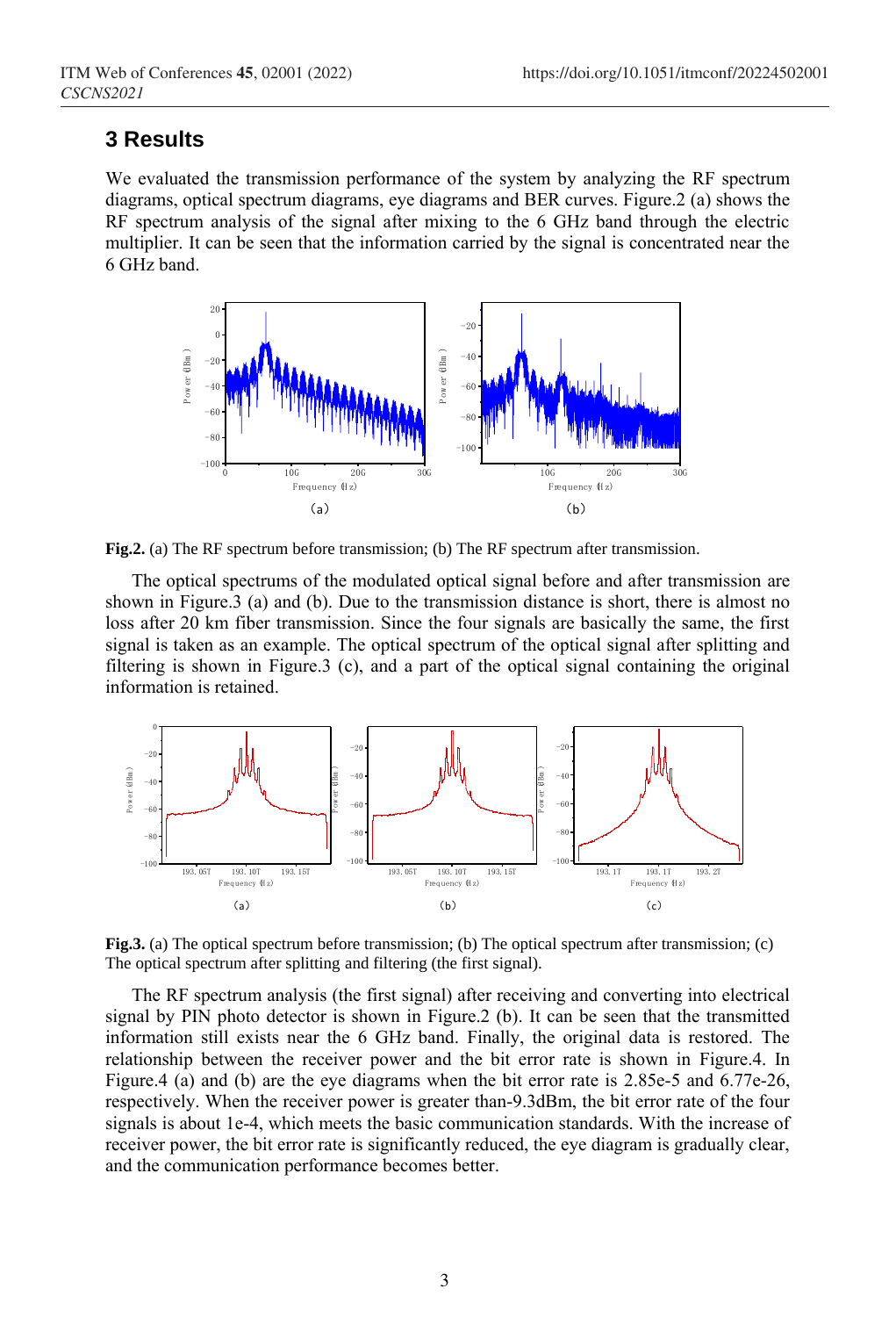## 3 Results

We evaluated the transmission performance of the system by analyzing the RF spectrum diagrams, optical spectrum diagrams, eye diagrams and BER curves. Figure.2 (a) shows the RF spectrum analysis of the signal after mixing to the 6 GHz band through the electric multiplier. It can be seen that the information carried by the signal is concentrated near the 6 GHz band.

**Fig.2.** (a) The RF spectrum before transmission; (b) The RF spectrum after transmission.

The optical spectrums of the modulated optical signal before and after transmission are shown in Figure.3 (a) and (b). Due to the transmission distance is short, there is almost no loss after 20 km fiber transmission. Since the four signals are basically the same, the first signal is taken as an example. The optical spectrum of the optical signal after splitting and filtering is shown in Figure.3 (c), and a part of the optical signal containing the original information is retained.

**Fig.3.** (a) The optical spectrum before transmission; (b) The optical spectrum after transmission; (c) The optical spectrum after splitting and filtering (the first signal).

The RF spectrum analysis (the first signal) after receiving and converting into electrical signal by PIN photo detector is shown in Figure.2 (b). It can be seen that the transmitted information still exists near the 6 GHz band. Finally, the original data is restored. The relationship between the receiver power and the bit error rate is shown in Figure.4. In Figure.4 (a) and (b) are the eye diagrams when the bit error rate is 2.85e-5 and 6.77e-26, respectively. When the receiver power is greater than-9.3dBm, the bit error rate of the four signals is about 1e-4, which meets the basic communication standards. With the increase of receiver power, the bit error rate is significantly reduced, the eye diagram is gradually clear, and the communication performance becomes better.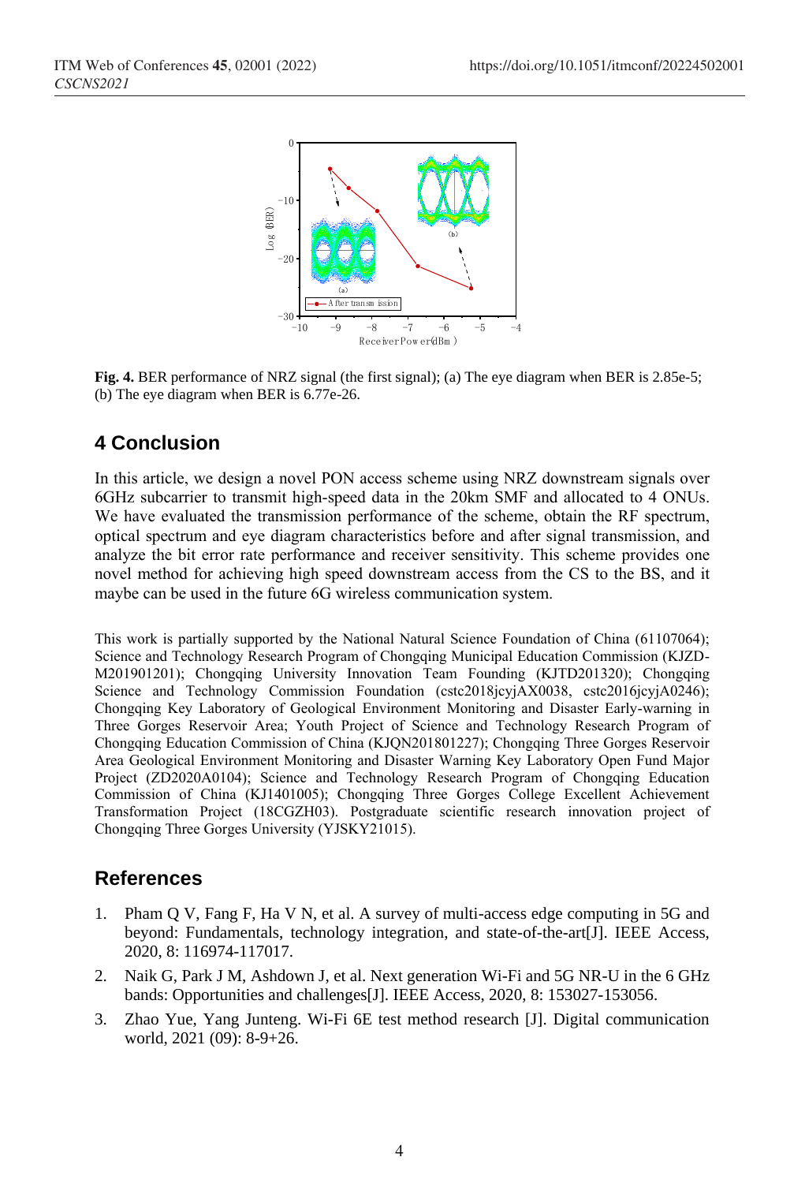**Fig. 4.** BER performance of NRZ signal (the first signal); (a) The eye diagram when BER is 2.85e-5; (b) The eye diagram when BER is 6.77e-26.

## 4 Conclusion

In this article, we design a novel PON access scheme using NRZ downstream signals over 6GHz subcarrier to transmit high-speed data in the 20km SMF and allocated to 4 ONUs. We have evaluated the transmission performance of the scheme, obtain the RF spectrum, optical spectrum and eye diagram characteristics before and after signal transmission, and analyze the bit error rate performance and receiver sensitivity. This scheme provides one novel method for achieving high speed downstream access from the CS to the BS, and it maybe can be used in the future 6G wireless communication system.

This work is partially supported by the National Natural Science Foundation of China (61107064); Science and Technology Research Program of Chongqing Municipal Education Commission (KJZD-M201901201); Chongqing University Innovation Team Founding (KJTD201320); Chongqing Science and Technology Commission Foundation (cstc2018jcyjAX0038, cstc2016jcyjA0246); Chongqing Key Laboratory of Geological Environment Monitoring and Disaster Early-warning in Three Gorges Reservoir Area; Youth Project of Science and Technology Research Program of Chongqing Education Commission of China (KJQN201801227); Chongqing Three Gorges Reservoir Area Geological Environment Monitoring and Disaster Warning Key Laboratory Open Fund Major Project (ZD2020A0104); Science and Technology Research Program of Chongqing Education Commission of China (KJ1401005); Chongqing Three Gorges College Excellent Achievement Transformation Project (18CGZH03). Postgraduate scientific research innovation project of Chongqing Three Gorges University (YJSKY21015).

## References

1. Pham Q V, Fang F, Ha V N, et al. A survey of multi-access edge computing in 5G and beyond: Fundamentals, technology integration, and state-of-the-art[J]. IEEE Access, 2020, 8: 116974-117017.
2. Naik G, Park J M, Ashdown J, et al. Next generation Wi-Fi and 5G NR-U in the 6 GHz bands: Opportunities and challenges[J]. IEEE Access, 2020, 8: 153027-153056.
3. Zhao Yue, Yang Junteng. Wi-Fi 6E test method research [J]. Digital communication world, 2021 (09): 8-9+26.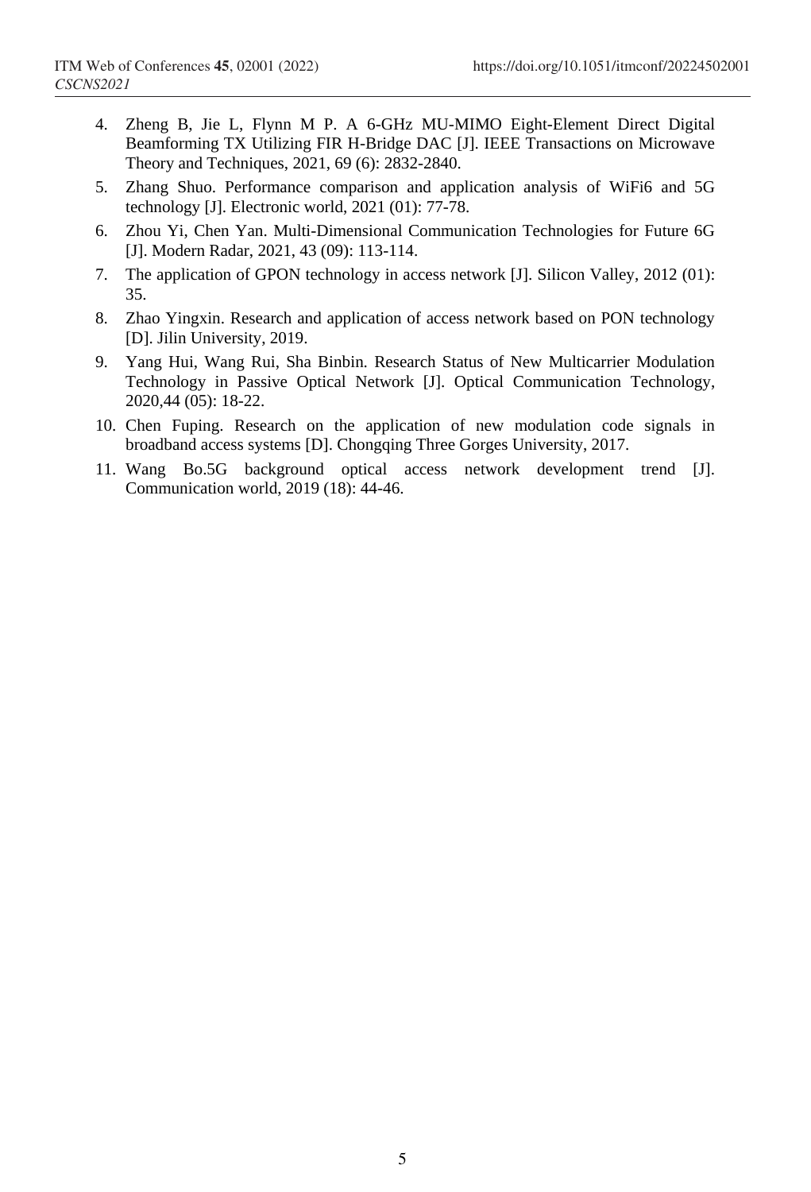4. Zheng B, Jie L, Flynn M P. A 6-GHz MU-MIMO Eight-Element Direct Digital Beamforming TX Utilizing FIR H-Bridge DAC [J]. IEEE Transactions on Microwave Theory and Techniques, 2021, 69 (6): 2832-2840.
5. Zhang Shuo. Performance comparison and application analysis of WiFi6 and 5G technology [J]. Electronic world, 2021 (01): 77-78.
6. Zhou Yi, Chen Yan. Multi-Dimensional Communication Technologies for Future 6G [J]. Modern Radar, 2021, 43 (09): 113-114.
7. The application of GPON technology in access network [J]. Silicon Valley, 2012 (01): 35.
8. Zhao Yingxin. Research and application of access network based on PON technology [D]. Jilin University, 2019.
9. Yang Hui, Wang Rui, Sha Binbin. Research Status of New Multicarrier Modulation Technology in Passive Optical Network [J]. Optical Communication Technology, 2020,44 (05): 18-22.
10. Chen Fuping. Research on the application of new modulation code signals in broadband access systems [D]. Chongqing Three Gorges University, 2017.
11. Wang Bo.5G background optical access network development trend [J]. Communication world, 2019 (18): 44-46.